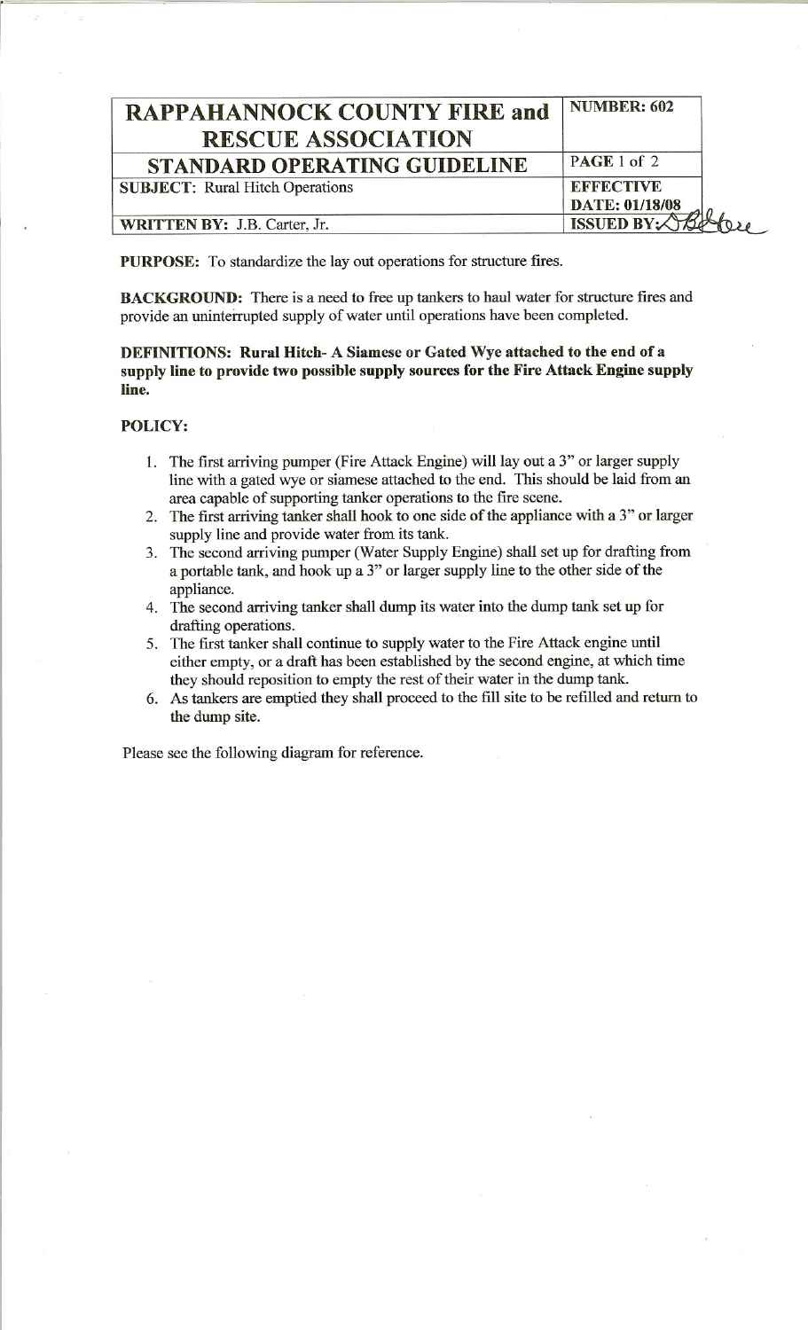| RAPPAHANNOCK COUNTY FIRE and RESCUE ASSOCIATION | NUMBER: 602 |
| --- | --- |
| STANDARD OPERATING GUIDELINE | PAGE 1 of 2 |
| SUBJECT: Rural Hitch Operations | EFFECTIVE DATE: 01/18/08 |
| WRITTEN BY: J.B. Carter, Jr. | ISSUED BY: |

**PURPOSE:** To standardize the lay out operations for structure fires.

**BACKGROUND:** There is a need to free up tankers to haul water for structure fires and provide an uninterrupted supply of water until operations have been completed.

**DEFINITIONS: Rural Hitch- A Siamese or Gated Wye attached to the end of a supply line to provide two possible supply sources for the Fire Attack Engine supply line.**

**POLICY:**

1. The first arriving pumper (Fire Attack Engine) will lay out a 3" or larger supply line with a gated wye or siamese attached to the end. This should be laid from an area capable of supporting tanker operations to the fire scene.
2. The first arriving tanker shall hook to one side of the appliance with a 3" or larger supply line and provide water from its tank.
3. The second arriving pumper (Water Supply Engine) shall set up for drafting from a portable tank, and hook up a 3" or larger supply line to the other side of the appliance.
4. The second arriving tanker shall dump its water into the dump tank set up for drafting operations.
5. The first tanker shall continue to supply water to the Fire Attack engine until either empty, or a draft has been established by the second engine, at which time they should reposition to empty the rest of their water in the dump tank.
6. As tankers are emptied they shall proceed to the fill site to be refilled and return to the dump site.

Please see the following diagram for reference.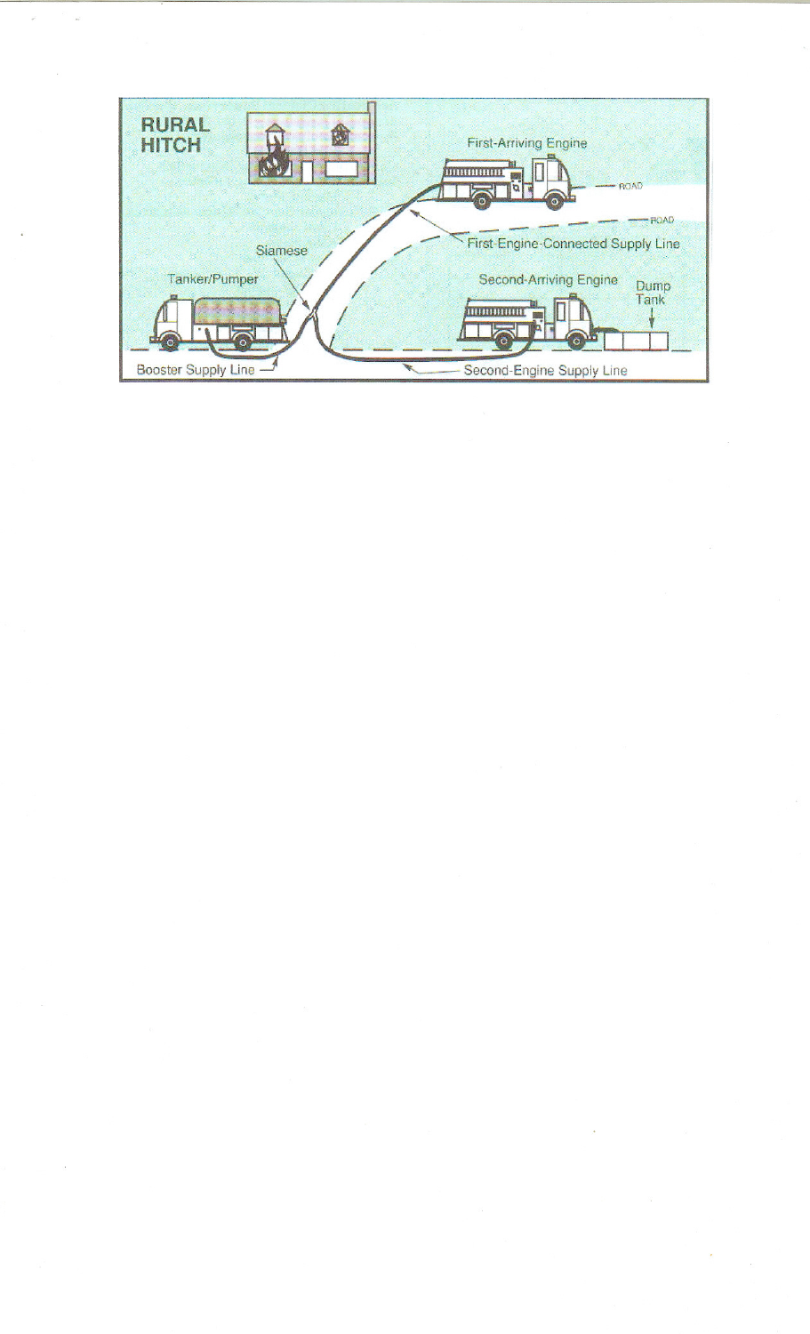RURAL HITCH

First-Arriving Engine

ROAD

ROAD

Siamese

First-Engine-Connected Supply Line

Tanker/Pumper

Second-Arriving Engine

Dump Tank

Booster Supply Line

Second-Engine Supply Line